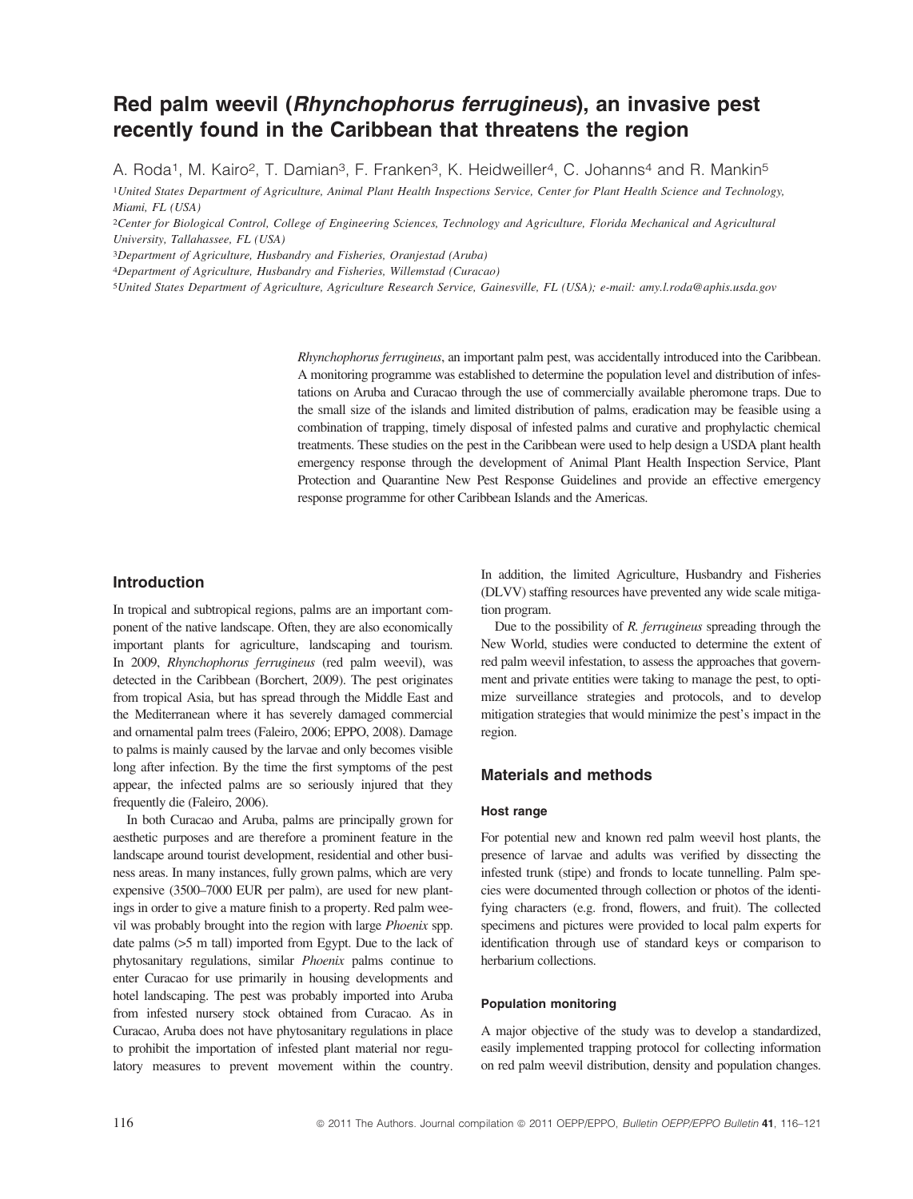# Red palm weevil (*Rhynchophorus ferrugineus*), an invasive pest recently found in the Caribbean that threatens the region

A. Roda[1], M. Kairo[2], T. Damian[3], F. Franken[3], K. Heidweiller[4], C. Johanns[4] and R. Mankin[5]

[1]*United States Department of Agriculture, Animal Plant Health Inspections Service, Center for Plant Health Science and Technology, Miami, FL (USA)*

[2]*Center for Biological Control, College of Engineering Sciences, Technology and Agriculture, Florida Mechanical and Agricultural University, Tallahassee, FL (USA)*

[3]*Department of Agriculture, Husbandry and Fisheries, Oranjestad (Aruba)*

[4]*Department of Agriculture, Husbandry and Fisheries, Willemstad (Curacao)*

[5]*United States Department of Agriculture, Agriculture Research Service, Gainesville, FL (USA); e-mail: amy.l.roda@aphis.usda.gov*

*Rhynchophorus ferrugineus*, an important palm pest, was accidentally introduced into the Caribbean. A monitoring programme was established to determine the population level and distribution of infestations on Aruba and Curacao through the use of commercially available pheromone traps. Due to the small size of the islands and limited distribution of palms, eradication may be feasible using a combination of trapping, timely disposal of infested palms and curative and prophylactic chemical treatments. These studies on the pest in the Caribbean were used to help design a USDA plant health emergency response through the development of Animal Plant Health Inspection Service, Plant Protection and Quarantine New Pest Response Guidelines and provide an effective emergency response programme for other Caribbean Islands and the Americas.

## Introduction

In tropical and subtropical regions, palms are an important component of the native landscape. Often, they are also economically important plants for agriculture, landscaping and tourism. In 2009, *Rhynchophorus ferrugineus* (red palm weevil), was detected in the Caribbean (Borchert, 2009). The pest originates from tropical Asia, but has spread through the Middle East and the Mediterranean where it has severely damaged commercial and ornamental palm trees (Faleiro, 2006; EPPO, 2008). Damage to palms is mainly caused by the larvae and only becomes visible long after infection. By the time the first symptoms of the pest appear, the infected palms are so seriously injured that they frequently die (Faleiro, 2006).

In both Curacao and Aruba, palms are principally grown for aesthetic purposes and are therefore a prominent feature in the landscape around tourist development, residential and other business areas. In many instances, fully grown palms, which are very expensive (3500–7000 EUR per palm), are used for new plantings in order to give a mature finish to a property. Red palm weevil was probably brought into the region with large *Phoenix* spp. date palms (>5 m tall) imported from Egypt. Due to the lack of phytosanitary regulations, similar *Phoenix* palms continue to enter Curacao for use primarily in housing developments and hotel landscaping. The pest was probably imported into Aruba from infested nursery stock obtained from Curacao. As in Curacao, Aruba does not have phytosanitary regulations in place to prohibit the importation of infested plant material nor regulatory measures to prevent movement within the country. In addition, the limited Agriculture, Husbandry and Fisheries (DLVV) staffing resources have prevented any wide scale mitigation program.

Due to the possibility of *R. ferrugineus* spreading through the New World, studies were conducted to determine the extent of red palm weevil infestation, to assess the approaches that government and private entities were taking to manage the pest, to optimize surveillance strategies and protocols, and to develop mitigation strategies that would minimize the pest's impact in the region.

## Materials and methods

### Host range

For potential new and known red palm weevil host plants, the presence of larvae and adults was verified by dissecting the infested trunk (stipe) and fronds to locate tunnelling. Palm species were documented through collection or photos of the identifying characters (e.g. frond, flowers, and fruit). The collected specimens and pictures were provided to local palm experts for identification through use of standard keys or comparison to herbarium collections.

### Population monitoring

A major objective of the study was to develop a standardized, easily implemented trapping protocol for collecting information on red palm weevil distribution, density and population changes.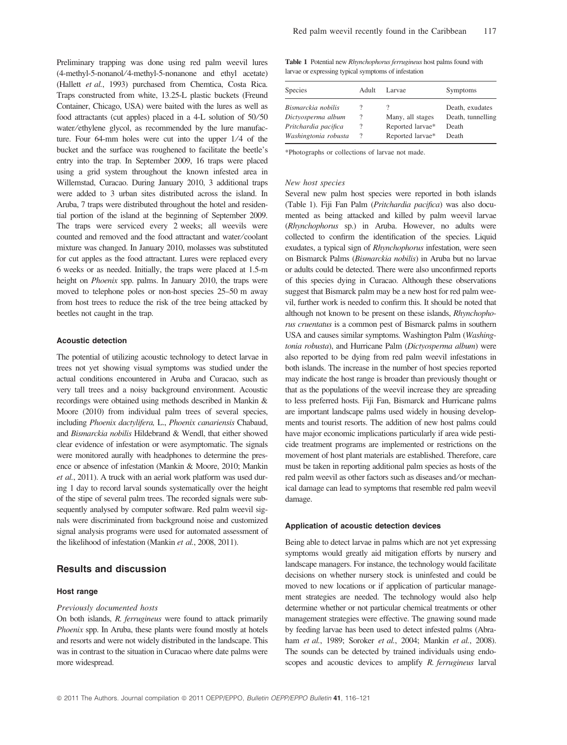Preliminary trapping was done using red palm weevil lures (4-methyl-5-nonanol/4-methyl-5-nonanone and ethyl acetate) (Hallett *et al.*, 1993) purchased from Chemtica, Costa Rica. Traps constructed from white, 13.25-L plastic buckets (Freund Container, Chicago, USA) were baited with the lures as well as food attractants (cut apples) placed in a 4-L solution of 50/50 water/ethylene glycol, as recommended by the lure manufacture. Four 64-mm holes were cut into the upper 1/4 of the bucket and the surface was roughened to facilitate the beetle's entry into the trap. In September 2009, 16 traps were placed using a grid system throughout the known infested area in Willemstad, Curacao. During January 2010, 3 additional traps were added to 3 urban sites distributed across the island. In Aruba, 7 traps were distributed throughout the hotel and residential portion of the island at the beginning of September 2009. The traps were serviced every 2 weeks; all weevils were counted and removed and the food attractant and water/coolant mixture was changed. In January 2010, molasses was substituted for cut apples as the food attractant. Lures were replaced every 6 weeks or as needed. Initially, the traps were placed at 1.5-m height on *Phoenix* spp. palms. In January 2010, the traps were moved to telephone poles or non-host species 25–50 m away from host trees to reduce the risk of the tree being attacked by beetles not caught in the trap.

### Acoustic detection

The potential of utilizing acoustic technology to detect larvae in trees not yet showing visual symptoms was studied under the actual conditions encountered in Aruba and Curacao, such as very tall trees and a noisy background environment. Acoustic recordings were obtained using methods described in Mankin & Moore (2010) from individual palm trees of several species, including *Phoenix dactylifera*, L., *Phoenix canariensis* Chabaud, and *Bismarckia nobilis* Hildebrand & Wendl, that either showed clear evidence of infestation or were asymptomatic. The signals were monitored aurally with headphones to determine the presence or absence of infestation (Mankin & Moore, 2010; Mankin *et al.*, 2011). A truck with an aerial work platform was used during 1 day to record larval sounds systematically over the height of the stipe of several palm trees. The recorded signals were subsequently analysed by computer software. Red palm weevil signals were discriminated from background noise and customized signal analysis programs were used for automated assessment of the likelihood of infestation (Mankin *et al.*, 2008, 2011).

## Results and discussion

### Host range

#### *Previously documented hosts*

On both islands, *R. ferrugineus* were found to attack primarily *Phoenix* spp. In Aruba, these plants were found mostly at hotels and resorts and were not widely distributed in the landscape. This was in contrast to the situation in Curacao where date palms were more widespread.

**Table 1** Potential new *Rhynchophorus ferrugineus* host palms found with larvae or expressing typical symptoms of infestation

| Species | Adult | Larvae | Symptoms |
| --- | --- | --- | --- |
| *Bismarckia nobilis* | ? | ? | Death, exudates |
| *Dictyosperma album* | ? | Many, all stages | Death, tunnelling |
| *Pritchardia pacifica* | ? | Reported larvae* | Death |
| *Washingtonia robusta* | ? | Reported larvae* | Death |

*Photographs or collections of larvae not made.

#### *New host species*

Several new palm host species were reported in both islands (Table 1). Fiji Fan Palm (*Pritchardia pacifica*) was also documented as being attacked and killed by palm weevil larvae (*Rhynchophorus* sp.) in Aruba. However, no adults were collected to confirm the identification of the species. Liquid exudates, a typical sign of *Rhynchophorus* infestation, were seen on Bismarck Palms (*Bismarckia nobilis*) in Aruba but no larvae or adults could be detected. There were also unconfirmed reports of this species dying in Curacao. Although these observations suggest that Bismarck palm may be a new host for red palm weevil, further work is needed to confirm this. It should be noted that although not known to be present on these islands, *Rhynchophorus cruentatus* is a common pest of Bismarck palms in southern USA and causes similar symptoms. Washington Palm (*Washingtonia robusta*), and Hurricane Palm (*Dictyosperma album*) were also reported to be dying from red palm weevil infestations in both islands. The increase in the number of host species reported may indicate the host range is broader than previously thought or that as the populations of the weevil increase they are spreading to less preferred hosts. Fiji Fan, Bismarck and Hurricane palms are important landscape palms used widely in housing developments and tourist resorts. The addition of new host palms could have major economic implications particularly if area wide pesticide treatment programs are implemented or restrictions on the movement of host plant materials are established. Therefore, care must be taken in reporting additional palm species as hosts of the red palm weevil as other factors such as diseases and/or mechanical damage can lead to symptoms that resemble red palm weevil damage.

### Application of acoustic detection devices

Being able to detect larvae in palms which are not yet expressing symptoms would greatly aid mitigation efforts by nursery and landscape managers. For instance, the technology would facilitate decisions on whether nursery stock is uninfested and could be moved to new locations or if application of particular management strategies are needed. The technology would also help determine whether or not particular chemical treatments or other management strategies were effective. The gnawing sound made by feeding larvae has been used to detect infested palms (Abraham *et al.*, 1989; Soroker *et al.*, 2004; Mankin *et al.*, 2008). The sounds can be detected by trained individuals using endoscopes and acoustic devices to amplify *R. ferrugineus* larval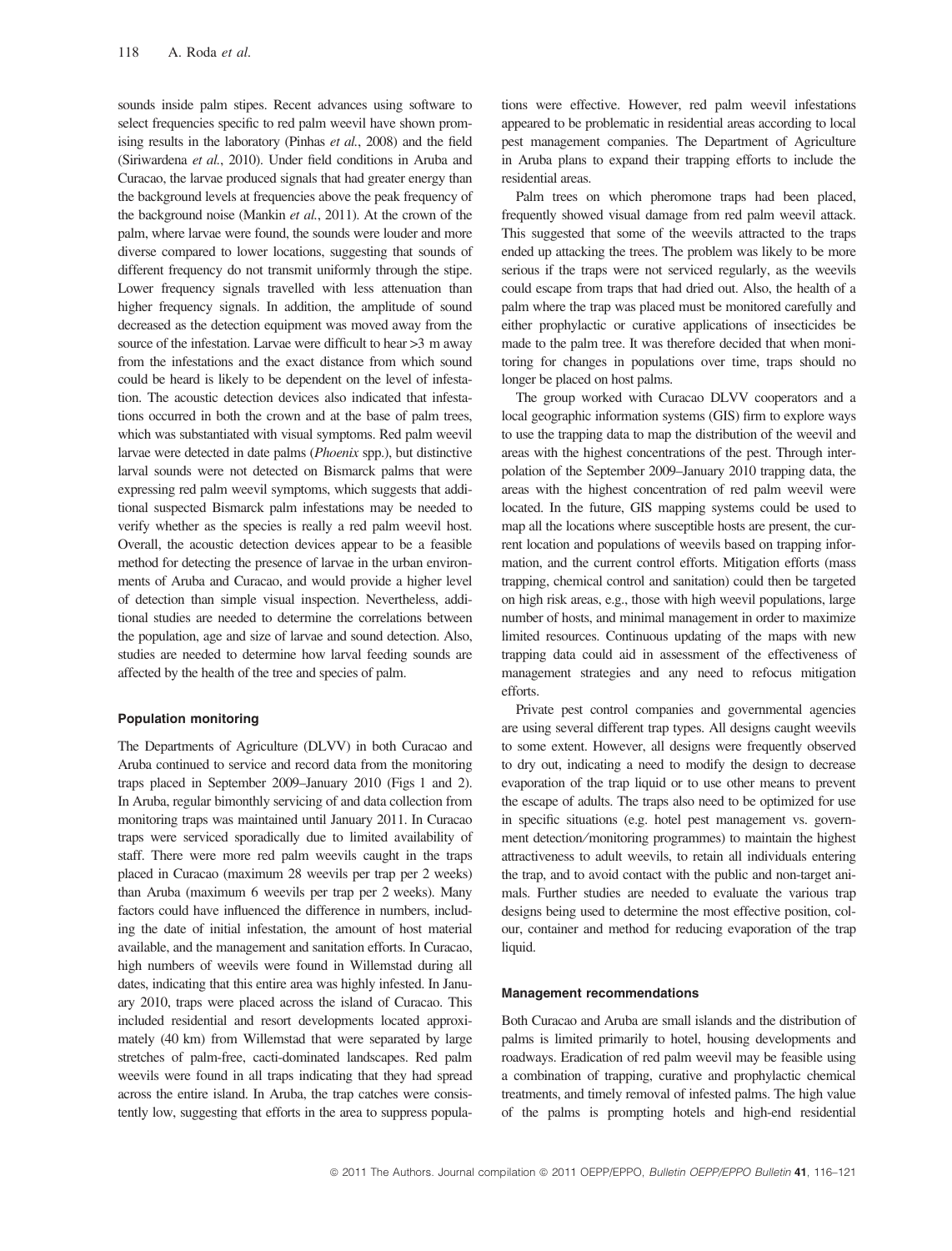sounds inside palm stipes. Recent advances using software to select frequencies specific to red palm weevil have shown promising results in the laboratory (Pinhas *et al.*, 2008) and the field (Siriwardena *et al.*, 2010). Under field conditions in Aruba and Curacao, the larvae produced signals that had greater energy than the background levels at frequencies above the peak frequency of the background noise (Mankin *et al.*, 2011). At the crown of the palm, where larvae were found, the sounds were louder and more diverse compared to lower locations, suggesting that sounds of different frequency do not transmit uniformly through the stipe. Lower frequency signals travelled with less attenuation than higher frequency signals. In addition, the amplitude of sound decreased as the detection equipment was moved away from the source of the infestation. Larvae were difficult to hear >3 m away from the infestations and the exact distance from which sound could be heard is likely to be dependent on the level of infestation. The acoustic detection devices also indicated that infestations occurred in both the crown and at the base of palm trees, which was substantiated with visual symptoms. Red palm weevil larvae were detected in date palms (*Phoenix* spp.), but distinctive larval sounds were not detected on Bismarck palms that were expressing red palm weevil symptoms, which suggests that additional suspected Bismarck palm infestations may be needed to verify whether as the species is really a red palm weevil host. Overall, the acoustic detection devices appear to be a feasible method for detecting the presence of larvae in the urban environments of Aruba and Curacao, and would provide a higher level of detection than simple visual inspection. Nevertheless, additional studies are needed to determine the correlations between the population, age and size of larvae and sound detection. Also, studies are needed to determine how larval feeding sounds are affected by the health of the tree and species of palm.

#### Population monitoring

The Departments of Agriculture (DLVV) in both Curacao and Aruba continued to service and record data from the monitoring traps placed in September 2009–January 2010 (Figs 1 and 2). In Aruba, regular bimonthly servicing of and data collection from monitoring traps was maintained until January 2011. In Curacao traps were serviced sporadically due to limited availability of staff. There were more red palm weevils caught in the traps placed in Curacao (maximum 28 weevils per trap per 2 weeks) than Aruba (maximum 6 weevils per trap per 2 weeks). Many factors could have influenced the difference in numbers, including the date of initial infestation, the amount of host material available, and the management and sanitation efforts. In Curacao, high numbers of weevils were found in Willemstad during all dates, indicating that this entire area was highly infested. In January 2010, traps were placed across the island of Curacao. This included residential and resort developments located approximately (40 km) from Willemstad that were separated by large stretches of palm-free, cacti-dominated landscapes. Red palm weevils were found in all traps indicating that they had spread across the entire island. In Aruba, the trap catches were consistently low, suggesting that efforts in the area to suppress populations were effective. However, red palm weevil infestations appeared to be problematic in residential areas according to local pest management companies. The Department of Agriculture in Aruba plans to expand their trapping efforts to include the residential areas.

Palm trees on which pheromone traps had been placed, frequently showed visual damage from red palm weevil attack. This suggested that some of the weevils attracted to the traps ended up attacking the trees. The problem was likely to be more serious if the traps were not serviced regularly, as the weevils could escape from traps that had dried out. Also, the health of a palm where the trap was placed must be monitored carefully and either prophylactic or curative applications of insecticides be made to the palm tree. It was therefore decided that when monitoring for changes in populations over time, traps should no longer be placed on host palms.

The group worked with Curacao DLVV cooperators and a local geographic information systems (GIS) firm to explore ways to use the trapping data to map the distribution of the weevil and areas with the highest concentrations of the pest. Through interpolation of the September 2009–January 2010 trapping data, the areas with the highest concentration of red palm weevil were located. In the future, GIS mapping systems could be used to map all the locations where susceptible hosts are present, the current location and populations of weevils based on trapping information, and the current control efforts. Mitigation efforts (mass trapping, chemical control and sanitation) could then be targeted on high risk areas, e.g., those with high weevil populations, large number of hosts, and minimal management in order to maximize limited resources. Continuous updating of the maps with new trapping data could aid in assessment of the effectiveness of management strategies and any need to refocus mitigation efforts.

Private pest control companies and governmental agencies are using several different trap types. All designs caught weevils to some extent. However, all designs were frequently observed to dry out, indicating a need to modify the design to decrease evaporation of the trap liquid or to use other means to prevent the escape of adults. The traps also need to be optimized for use in specific situations (e.g. hotel pest management vs. government detection/monitoring programmes) to maintain the highest attractiveness to adult weevils, to retain all individuals entering the trap, and to avoid contact with the public and non-target animals. Further studies are needed to evaluate the various trap designs being used to determine the most effective position, colour, container and method for reducing evaporation of the trap liquid.

#### Management recommendations

Both Curacao and Aruba are small islands and the distribution of palms is limited primarily to hotel, housing developments and roadways. Eradication of red palm weevil may be feasible using a combination of trapping, curative and prophylactic chemical treatments, and timely removal of infested palms. The high value of the palms is prompting hotels and high-end residential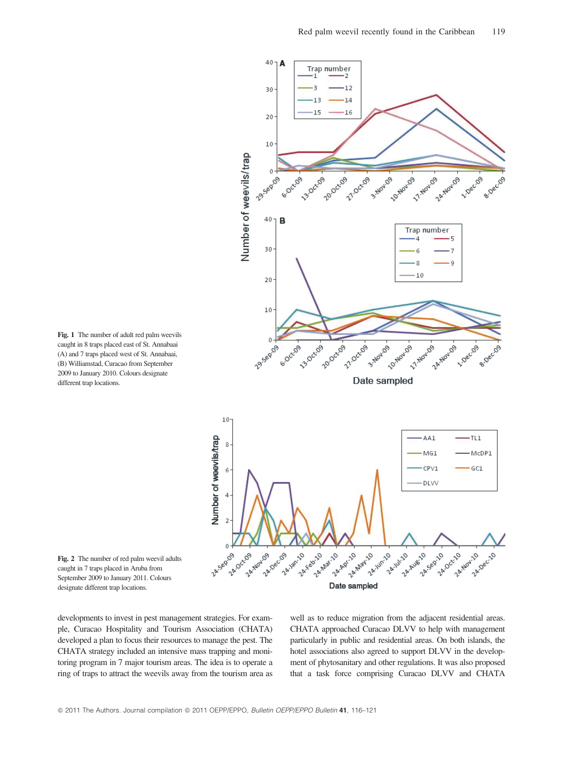Fig. 1 The number of adult red palm weevils caught in 8 traps placed east of St. Annabaai (A) and 7 traps placed west of St. Annabaai, (B) Williamstad, Curacao from September 2009 to January 2010. Colours designate different trap locations.

Fig. 2 The number of red palm weevil adults caught in 7 traps placed in Aruba from September 2009 to January 2011. Colours designate different trap locations.

developments to invest in pest management strategies. For example, Curacao Hospitality and Tourism Association (CHATA) developed a plan to focus their resources to manage the pest. The CHATA strategy included an intensive mass trapping and monitoring program in 7 major tourism areas. The idea is to operate a ring of traps to attract the weevils away from the tourism area as well as to reduce migration from the adjacent residential areas. CHATA approached Curacao DLVV to help with management particularly in public and residential areas. On both islands, the hotel associations also agreed to support DLVV in the development of phytosanitary and other regulations. It was also proposed that a task force comprising Curacao DLVV and CHATA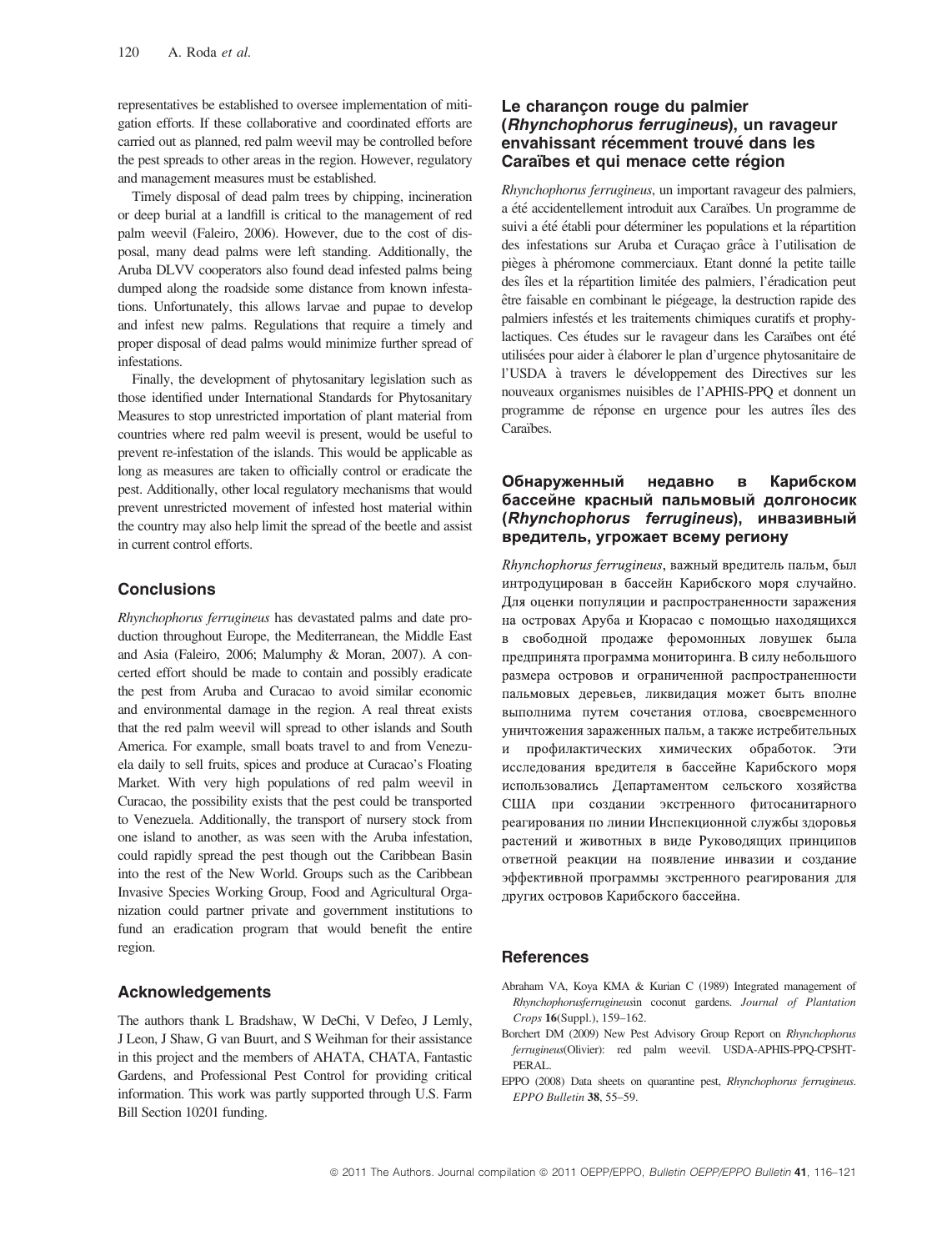representatives be established to oversee implementation of mitigation efforts. If these collaborative and coordinated efforts are carried out as planned, red palm weevil may be controlled before the pest spreads to other areas in the region. However, regulatory and management measures must be established.

Timely disposal of dead palm trees by chipping, incineration or deep burial at a landfill is critical to the management of red palm weevil (Faleiro, 2006). However, due to the cost of disposal, many dead palms were left standing. Additionally, the Aruba DLVV cooperators also found dead infested palms being dumped along the roadside some distance from known infestations. Unfortunately, this allows larvae and pupae to develop and infest new palms. Regulations that require a timely and proper disposal of dead palms would minimize further spread of infestations.

Finally, the development of phytosanitary legislation such as those identified under International Standards for Phytosanitary Measures to stop unrestricted importation of plant material from countries where red palm weevil is present, would be useful to prevent re-infestation of the islands. This would be applicable as long as measures are taken to officially control or eradicate the pest. Additionally, other local regulatory mechanisms that would prevent unrestricted movement of infested host material within the country may also help limit the spread of the beetle and assist in current control efforts.

## Conclusions

*Rhynchophorus ferrugineus* has devastated palms and date production throughout Europe, the Mediterranean, the Middle East and Asia (Faleiro, 2006; Malumphy & Moran, 2007). A concerted effort should be made to contain and possibly eradicate the pest from Aruba and Curacao to avoid similar economic and environmental damage in the region. A real threat exists that the red palm weevil will spread to other islands and South America. For example, small boats travel to and from Venezuela daily to sell fruits, spices and produce at Curacao's Floating Market. With very high populations of red palm weevil in Curacao, the possibility exists that the pest could be transported to Venezuela. Additionally, the transport of nursery stock from one island to another, as was seen with the Aruba infestation, could rapidly spread the pest though out the Caribbean Basin into the rest of the New World. Groups such as the Caribbean Invasive Species Working Group, Food and Agricultural Organization could partner private and government institutions to fund an eradication program that would benefit the entire region.

## Acknowledgements

The authors thank L Bradshaw, W DeChi, V Defeo, J Lemly, J Leon, J Shaw, G van Buurt, and S Weihman for their assistance in this project and the members of AHATA, CHATA, Fantastic Gardens, and Professional Pest Control for providing critical information. This work was partly supported through U.S. Farm Bill Section 10201 funding.

## Le charançon rouge du palmier (*Rhynchophorus ferrugineus*), un ravageur envahissant récemment trouvé dans les Caraïbes et qui menace cette région

*Rhynchophorus ferrugineus*, un important ravageur des palmiers, a été accidentellement introduit aux Caraïbes. Un programme de suivi a été établi pour déterminer les populations et la répartition des infestations sur Aruba et Curaçao grâce à l'utilisation de pièges à phéromone commerciaux. Etant donné la petite taille des îles et la répartition limitée des palmiers, l'éradication peut être faisable en combinant le piégeage, la destruction rapide des palmiers infestés et les traitements chimiques curatifs et prophylactiques. Ces études sur le ravageur dans les Caraïbes ont été utilisées pour aider à élaborer le plan d'urgence phytosanitaire de l'USDA à travers le développement des Directives sur les nouveaux organismes nuisibles de l'APHIS-PPQ et donnent un programme de réponse en urgence pour les autres îles des Caraïbes.

## Обнаруженный недавно в Карибском бассейне красный пальмовый долгоносик (*Rhynchophorus ferrugineus*), инвазивный вредитель, угрожает всему региону

*Rhynchophorus ferrugineus*, важный вредитель пальм, был интродуцирован в бассейн Карибского моря случайно. Для оценки популяции и распространенности заражения на островах Аруба и Кюрасао с помощью находящихся в свободной продаже феромонных ловушек была предпринята программа мониторинга. В силу небольшого размера островов и ограниченной распространенности пальмовых деревьев, ликвидация может быть вполне выполнима путем сочетания отлова, своевременного уничтожения зараженных пальм, а также истребительных и профилактических химических обработок. Эти исследования вредителя в бассейне Карибского моря использовались Департаментом сельского хозяйства США при создании экстренного фитосанитарного реагирования по линии Инспекционной службы здоровья растений и животных в виде Руководящих принципов ответной реакции на появление инвазии и создание эффективной программы экстренного реагирования для других островов Карибского бассейна.

## References

Abraham VA, Koya KMA & Kurian C (1989) Integrated management of *Rhynchophorusferrugineus*in coconut gardens. *Journal of Plantation Crops* **16**(Suppl.), 159–162.

Borchert DM (2009) New Pest Advisory Group Report on *Rhynchophorus ferrugineus*(Olivier): red palm weevil. USDA-APHIS-PPQ-CPSHT-PERAL.

EPPO (2008) Data sheets on quarantine pest, *Rhynchophorus ferrugineus*. *EPPO Bulletin* **38**, 55–59.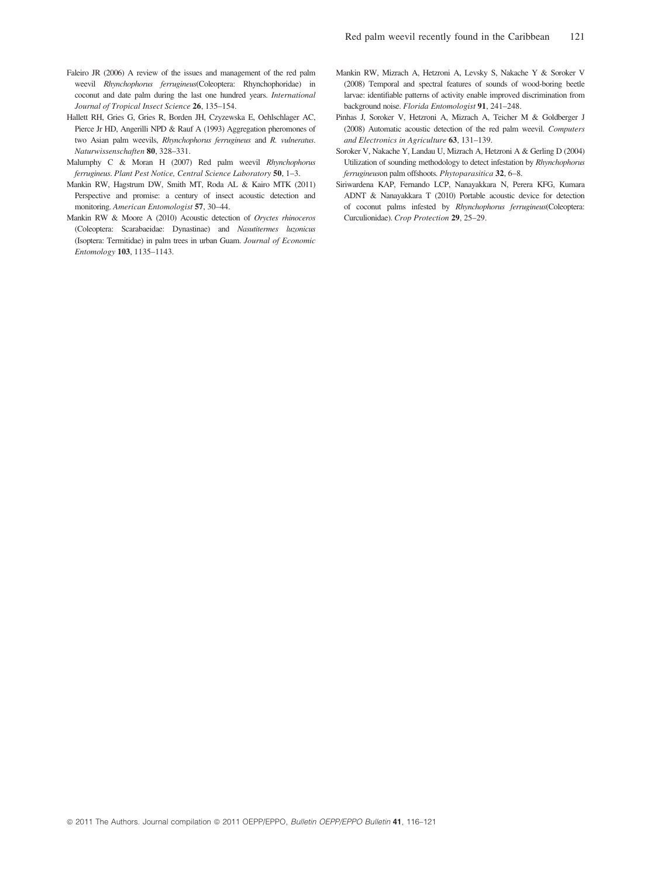Faleiro JR (2006) A review of the issues and management of the red palm weevil *Rhynchophorus ferrugineus*(Coleoptera: Rhynchophoridae) in coconut and date palm during the last one hundred years. *International Journal of Tropical Insect Science* **26**, 135–154.

Hallett RH, Gries G, Gries R, Borden JH, Czyzewska E, Oehlschlager AC, Pierce Jr HD, Angerilli NPD & Rauf A (1993) Aggregation pheromones of two Asian palm weevils, *Rhynchophorus ferrugineus* and *R. vulneratus*. *Naturwissenschaften* **80**, 328–331.

Malumphy C & Moran H (2007) Red palm weevil *Rhynchophorus ferrugineus*. *Plant Pest Notice, Central Science Laboratory* **50**, 1–3.

Mankin RW, Hagstrum DW, Smith MT, Roda AL & Kairo MTK (2011) Perspective and promise: a century of insect acoustic detection and monitoring. *American Entomologist* **57**, 30–44.

Mankin RW & Moore A (2010) Acoustic detection of *Oryctes rhinoceros* (Coleoptera: Scarabaeidae: Dynastinae) and *Nasutitermes luzonicus* (Isoptera: Termitidae) in palm trees in urban Guam. *Journal of Economic Entomology* **103**, 1135–1143.

Mankin RW, Mizrach A, Hetzroni A, Levsky S, Nakache Y & Soroker V (2008) Temporal and spectral features of sounds of wood-boring beetle larvae: identifiable patterns of activity enable improved discrimination from background noise. *Florida Entomologist* **91**, 241–248.

Pinhas J, Soroker V, Hetzroni A, Mizrach A, Teicher M & Goldberger J (2008) Automatic acoustic detection of the red palm weevil. *Computers and Electronics in Agriculture* **63**, 131–139.

Soroker V, Nakache Y, Landau U, Mizrach A, Hetzroni A & Gerling D (2004) Utilization of sounding methodology to detect infestation by *Rhynchophorus ferrugineus*on palm offshoots. *Phytoparasitica* **32**, 6–8.

Siriwardena KAP, Fernando LCP, Nanayakkara N, Perera KFG, Kumara ADNT & Nanayakkara T (2010) Portable acoustic device for detection of coconut palms infested by *Rhynchophorus ferrugineus*(Coleoptera: Curculionidae). *Crop Protection* **29**, 25–29.